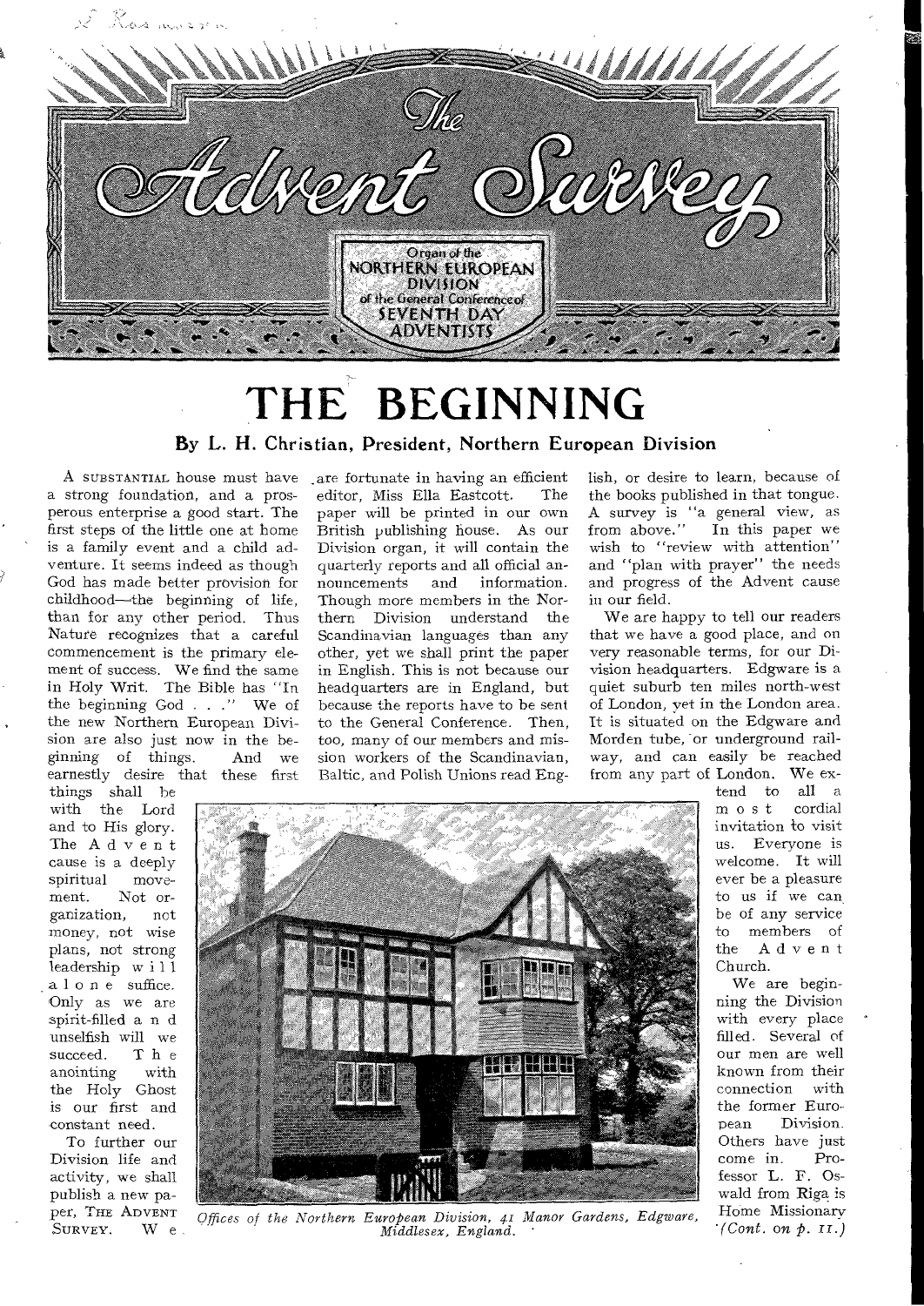# The Advent Survey

Organ of the NORTHERN EUROPEAN DIVISION of the General Conference of SEVENTH DAY ADVENTISTS

# THE BEGINNING

### By L. H. Christian, President, Northern European Division

A SUBSTANTIAL house must have a strong foundation, and a prosperous enterprise a good start. The first steps of the little one at home is a family event and a child adventure. It seems indeed as though God has made better provision for childhood—the beginning of life, than for any other period. Thus Nature recognizes that a careful commencement is the primary element of success. We find the same in Holy Writ. The Bible has "In the beginning God . . ." We of the new Northern European Division are also just now in the beginning of things. And we earnestly desire that these first things shall be with the Lord and to His glory. The Advent cause is a deeply spiritual movement. Not organization, not money, not wise plans, not strong leadership will alone suffice. Only as we are spirit-filled and unselfish will we succeed. The anointing with the Holy Ghost is our first and constant need.

To further our Division life and activity, we shall publish a new paper, THE ADVENT SURVEY. We are fortunate in having an efficient editor, Miss Ella Eastcott. The paper will be printed in our own British publishing house. As our Division organ, it will contain the quarterly reports and all official announcements and information. Though more members in the Northern Division understand the Scandinavian languages than any other, yet we shall print the paper in English. This is not because our headquarters are in England, but because the reports have to be sent to the General Conference. Then, too, many of our members and mission workers of the Scandinavian, Baltic, and Polish Unions read English, or desire to learn, because of the books published in that tongue. A survey is "a general view, as from above." In this paper we wish to "review with attention" and "plan with prayer" the needs and progress of the Advent cause in our field.

We are happy to tell our readers that we have a good place, and on very reasonable terms, for our Division headquarters. Edgware is a quiet suburb ten miles north-west of London, yet in the London area. It is situated on the Edgware and Morden tube, or underground railway, and can easily be reached from any part of London. We extend to all a most cordial invitation to visit us. Everyone is welcome. It will ever be a pleasure to us if we can be of any service to members of the Advent Church.

We are beginning the Division with every place filled. Several of our men are well known from their connection with the former European Division. Others have just come in. Professor L. F. Oswald from Riga is Home Missionary *(Cont. on p. 11.)*

*Offices of the Northern European Division, 41 Manor Gardens, Edgware, Middlesex, England.*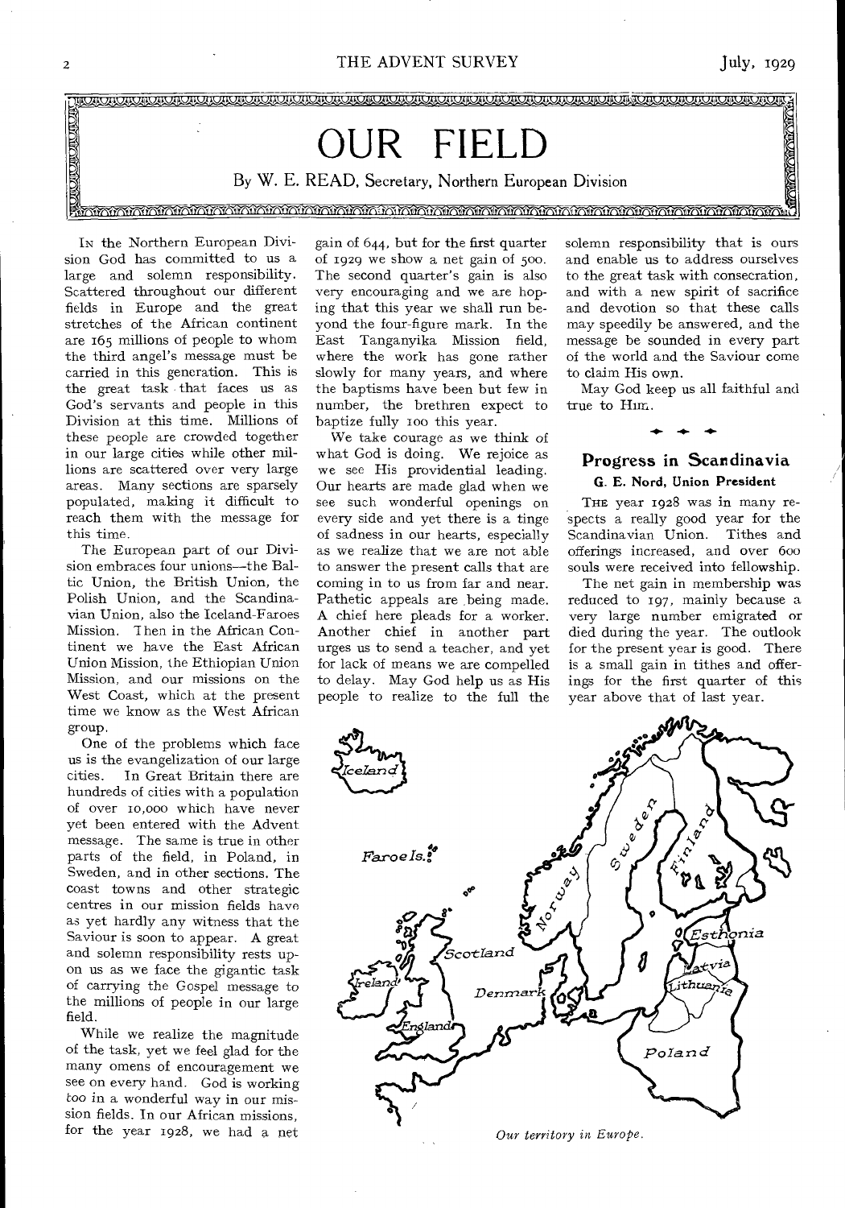# OUR FIELD

By W. E. READ, Secretary, Northern European Division

In the Northern European Division God has committed to us a large and solemn responsibility. Scattered throughout our different fields in Europe and the great stretches of the African continent are 165 millions of people to whom the third angel's message must be carried in this generation. This is the great task that faces us as God's servants and people in this Division at this time. Millions of these people are crowded together in our large cities while other millions are scattered over very large areas. Many sections are sparsely populated, making it difficult to reach them with the message for this time.

The European part of our Division embraces four unions—the Baltic Union, the British Union, the Polish Union, and the Scandinavian Union, also the Iceland-Faroes Mission. Then in the African Continent we have the East African Union Mission, the Ethiopian Union Mission, and our missions on the West Coast, which at the present time we know as the West African group.

One of the problems which face us is the evangelization of our large cities. In Great Britain there are hundreds of cities with a population of over 10,000 which have never yet been entered with the Advent message. The same is true in other parts of the field, in Poland, in Sweden, and in other sections. The coast towns and other strategic centres in our mission fields have as yet hardly any witness that the Saviour is soon to appear. A great and solemn responsibility rests upon us as we face the gigantic task of carrying the Gospel message to the millions of people in our large field.

While we realize the magnitude of the task, yet we feel glad for the many omens of encouragement we see on every hand. God is working too in a wonderful way in our mission fields. In our African missions, for the year 1928, we had a net gain of 644, but for the first quarter of 1929 we show a net gain of 500. The second quarter's gain is also very encouraging and we are hoping that this year we shall run beyond the four-figure mark. In the East Tanganyika Mission field, where the work has gone rather slowly for many years, and where the baptisms have been but few in number, the brethren expect to baptize fully 100 this year.

We take courage as we think of what God is doing. We rejoice as we see His providential leading. Our hearts are made glad when we see such wonderful openings on every side and yet there is a tinge of sadness in our hearts, especially as we realize that we are not able to answer the present calls that are coming in to us from far and near. Pathetic appeals are being made. A chief here pleads for a worker. Another chief in another part urges us to send a teacher, and yet for lack of means we are compelled to delay. May God help us as His people to realize to the full the solemn responsibility that is ours and enable us to address ourselves to the great task with consecration, and with a new spirit of sacrifice and devotion so that these calls may speedily be answered, and the message be sounded in every part of the world and the Saviour come to claim His own.

May God keep us all faithful and true to Him.

## Progress in Scandinavia

**G. E. Nord, Union President**

The year 1928 was in many respects a really good year for the Scandinavian Union. Tithes and offerings increased, and over 600 souls were received into fellowship.

The net gain in membership was reduced to 197, mainly because a very large number emigrated or died during the year. The outlook for the present year is good. There is a small gain in tithes and offerings for the first quarter of this year above that of last year.

*Our territory in Europe.*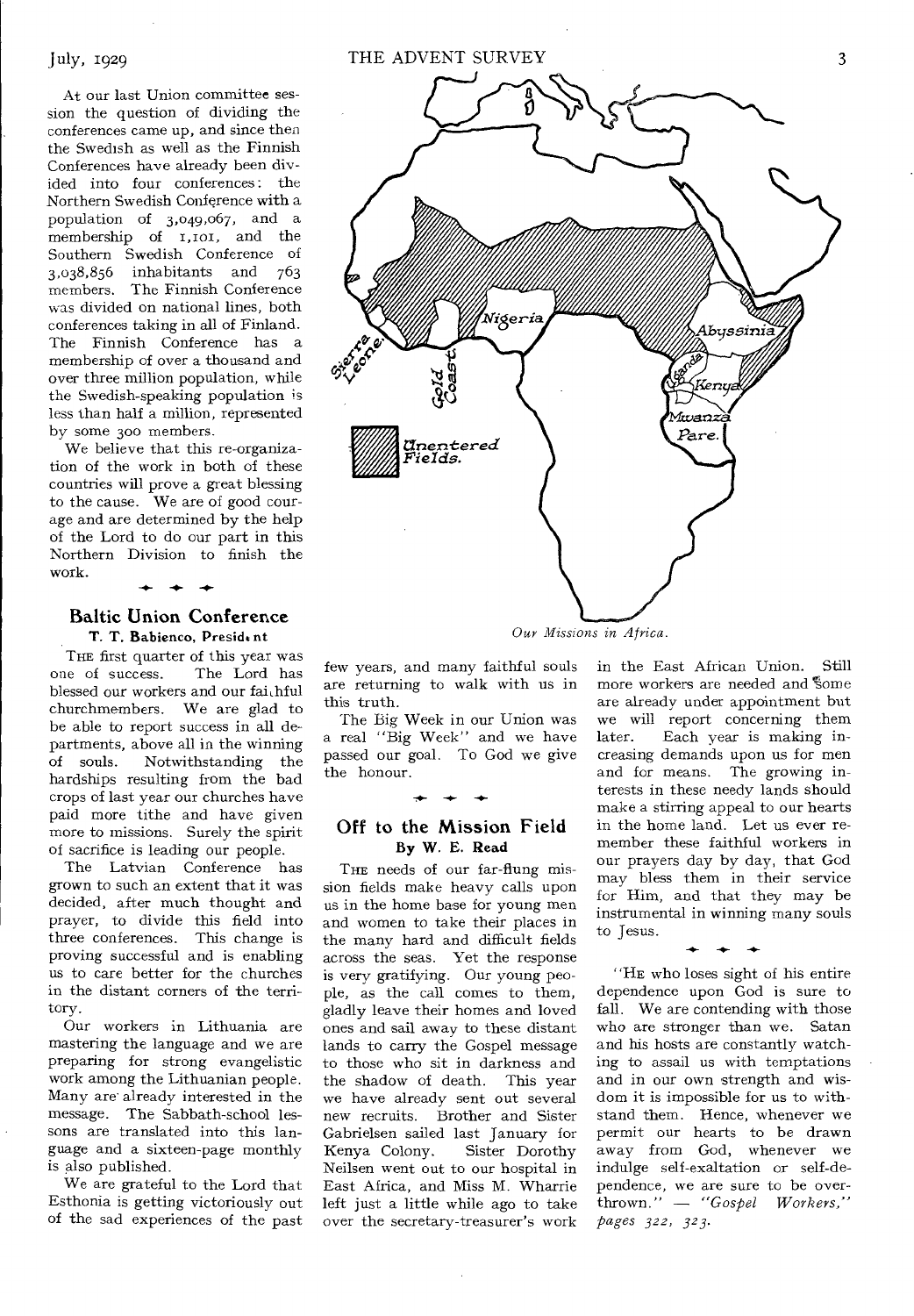At our last Union committee session the question of dividing the conferences came up, and since then the Swedish as well as the Finnish Conferences have already been divided into four conferences: the Northern Swedish Conference with a population of 3,049,067, and a membership of 1,101, and the Southern Swedish Conference of 3,038,856 inhabitants and 763 members. The Finnish Conference was divided on national lines, both conferences taking in all of Finland. The Finnish Conference has a membership of over a thousand and over three million population, while the Swedish-speaking population is less than half a million, represented by some 300 members.

We believe that this re-organization of the work in both of these countries will prove a great blessing to the cause. We are of good courage and are determined by the help of the Lord to do our part in this Northern Division to finish the work.

## Baltic Union Conference

**T. T. Babienco, President**

THE first quarter of this year was one of success. The Lord has blessed our workers and our faithful churchmembers. We are glad to be able to report success in all departments, above all in the winning of souls. Notwithstanding the hardships resulting from the bad crops of last year our churches have paid more tithe and have given more to missions. Surely the spirit of sacrifice is leading our people.

The Latvian Conference has grown to such an extent that it was decided, after much thought and prayer, to divide this field into three conferences. This change is proving successful and is enabling us to care better for the churches in the distant corners of the territory.

Our workers in Lithuania are mastering the language and we are preparing for strong evangelistic work among the Lithuanian people. Many are already interested in the message. The Sabbath-school lessons are translated into this language and a sixteen-page monthly is also published.

We are grateful to the Lord that Esthonia is getting victoriously out of the sad experiences of the past few years, and many faithful souls are returning to walk with us in this truth.

The Big Week in our Union was a real "Big Week" and we have passed our goal. To God we give the honour.

Nigeria, Sierra Leone, Gold Coast, Abyssinia, Uganda, Kenya, Mwanza, Pare. Unentered Fields.

*Our Missions in Africa.*

## Off to the Mission Field

**By W. E. Read**

THE needs of our far-flung mission fields make heavy calls upon us in the home base for young men and women to take their places in the many hard and difficult fields across the seas. Yet the response is very gratifying. Our young people, as the call comes to them, gladly leave their homes and loved ones and sail away to these distant lands to carry the Gospel message to those who sit in darkness and the shadow of death. This year we have already sent out several new recruits. Brother and Sister Gabrielsen sailed last January for Kenya Colony. Sister Dorothy Neilsen went out to our hospital in East Africa, and Miss M. Wharrie left just a little while ago to take over the secretary-treasurer's work in the East African Union. Still more workers are needed and some are already under appointment but we will report concerning them later. Each year is making increasing demands upon us for men and for means. The growing interests in these needy lands should make a stirring appeal to our hearts in the home land. Let us ever remember these faithful workers in our prayers day by day, that God may bless them in their service for Him, and that they may be instrumental in winning many souls to Jesus.

"HE who loses sight of his entire dependence upon God is sure to fall. We are contending with those who are stronger than we. Satan and his hosts are constantly watching to assail us with temptations and in our own strength and wisdom it is impossible for us to withstand them. Hence, whenever we permit our hearts to be drawn away from God, whenever we indulge self-exaltation or self-dependence, we are sure to be overthrown." — *"Gospel Workers," pages 322, 323.*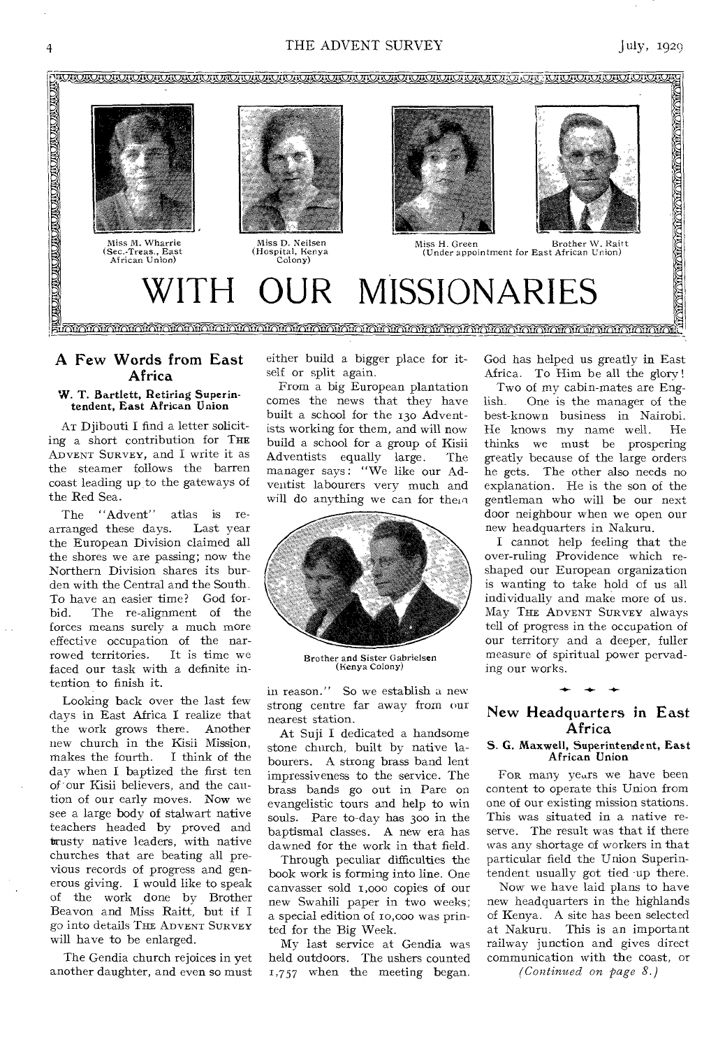Miss M. Wharrie (Sec.-Treas., East African Union)

Miss D. Neilsen (Hospital, Kenya Colony)

Miss H. Green

Brother W. Raitt

(Under appointment for East African Union)

# WITH OUR MISSIONARIES

## A Few Words from East Africa

**W. T. Bartlett, Retiring Superintendent, East African Union**

At Djibouti I find a letter soliciting a short contribution for The Advent Survey, and I write it as the steamer follows the barren coast leading up to the gateways of the Red Sea.

The "Advent" atlas is rearranged these days. Last year the European Division claimed all the shores we are passing; now the Northern Division shares its burden with the Central and the South. To have an easier time? God forbid. The re-alignment of the forces means surely a much more effective occupation of the narrowed territories. It is time we faced our task with a definite intention to finish it.

Looking back over the last few days in East Africa I realize that the work grows there. Another new church in the Kisii Mission, makes the fourth. I think of the day when I baptized the first ten of our Kisii believers, and the caution of our early moves. Now we see a large body of stalwart native teachers headed by proved and trusty native leaders, with native churches that are beating all previous records of progress and generous giving. I would like to speak of the work done by Brother Beavon and Miss Raitt, but if I go into details The Advent Survey will have to be enlarged.

The Gendia church rejoices in yet another daughter, and even so must either build a bigger place for itself or split again.

From a big European plantation comes the news that they have built a school for the 130 Adventists working for them, and will now build a school for a group of Kisii Adventists equally large. The manager says: "We like our Adventist labourers very much and will do anything we can for them in reason." So we establish a new strong centre far away from our nearest station.

Brother and Sister Gabrielsen (Kenya Colony)

At Suji I dedicated a handsome stone church, built by native labourers. A strong brass band lent impressiveness to the service. The brass bands go out in Pare on evangelistic tours and help to win souls. Pare to-day has 300 in the baptismal classes. A new era has dawned for the work in that field.

Through peculiar difficulties the book work is forming into line. One canvasser sold 1,000 copies of our new Swahili paper in two weeks; a special edition of 10,000 was printed for the Big Week.

My last service at Gendia was held outdoors. The ushers counted 1,757 when the meeting began. God has helped us greatly in East Africa. To Him be all the glory!

Two of my cabin-mates are English. One is the manager of the best-known business in Nairobi. He knows my name well. He thinks we must be prospering greatly because of the large orders he gets. The other also needs no explanation. He is the son of the gentleman who will be our next door neighbour when we open our new headquarters in Nakuru.

I cannot help feeling that the over-ruling Providence which reshaped our European organization is wanting to take hold of us all individually and make more of us. May The Advent Survey always tell of progress in the occupation of our territory and a deeper, fuller measure of spiritual power pervading our works.

## New Headquarters in East Africa

**S. G. Maxwell, Superintendent, East African Union**

For many years we have been content to operate this Union from one of our existing mission stations. This was situated in a native reserve. The result was that if there was any shortage of workers in that particular field the Union Superintendent usually got tied up there.

Now we have laid plans to have new headquarters in the highlands of Kenya. A site has been selected at Nakuru. This is an important railway junction and gives direct communication with the coast, or

*(Continued on page 8.)*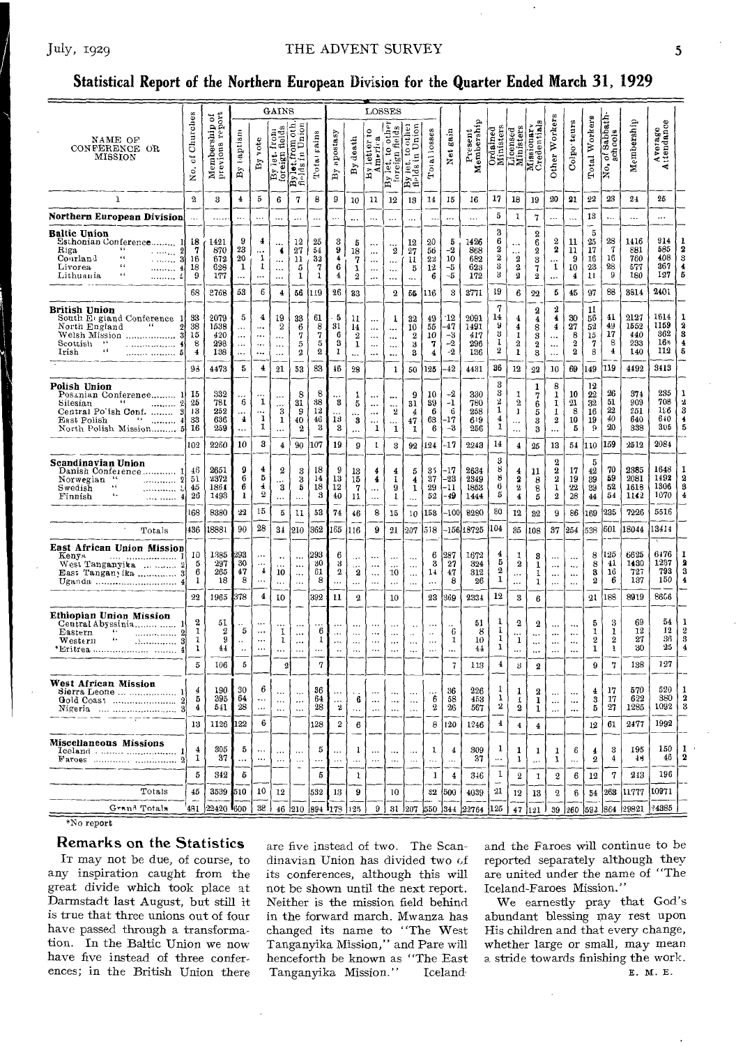## Statistical Report of the Northern European Division for the Quarter Ended March 31, 1929

| NAME OF CONFERENCE OR MISSION | No. of Churches | Membership of previous report | GAINS By baptism | By vote | By let. from foreign fields | By let. from oth. fields in Union | Total gains | LOSSES By apostasy | By death | By letter to America | By let. to other foreign fields | By let. to other fields in Union | Total losses | Net gain | Present Membership | Ordained Ministers | Licensed Ministers | Missionary Credentials | Other Workers | Colporteurs | Total Workers | No. of Sabbath-schools | Membership | Average Attendance |
|---|---|---|---|---|---|---|---|---|---|---|---|---|---|---|---|---|---|---|---|---|---|---|---|---|
| 1 | 2 | 3 | 4 | 5 | 6 | 7 | 8 | 9 | 10 | 11 | 12 | 13 | 14 | 15 | 16 | 17 | 18 | 19 | 20 | 21 | 22 | 23 | 24 | 25 |
| **Northern European Division** | ... | ...... | ... | ... | ... | ... | ... | ... | ... | ... | ... | ... | ... | ... | ... | 5 | 1 | 7 | ... | ... | 13 | ... | ... | ... |
| **Baltic Union** | | | | | | | | | | | | | | | | 3 | | 2 | | | 5 | | | |
| Esthonian Conference 1 | 18 | 1421 | 9 | 4 | ... | 12 | 25 | 3 | 5 | ... | ... | 12 | 20 | 5 | 1426 | 6 | ... | 6 | 2 | 11 | 25 | 28 | 1416 | 914 |
| Riga " 2 | 7 | 870 | 23 | ... | 4 | 27 | 54 | 9 | 18 | ... | 2 | 27 | 56 | -2 | 868 | 2 | ... | 2 | 2 | 11 | 17 | 7 | 881 | 585 |
| Courland " 3 | 16 | 672 | 20 | 1 | ... | 11 | 32 | 4 | 7 | ... | ... | 11 | 22 | 10 | 682 | 2 | 2 | 3 | ... | 9 | 16 | 16 | 760 | 408 |
| Livorea " 4 | 18 | 628 | 1 | 1 | ... | 5 | 7 | 6 | 1 | ... | ... | 5 | 12 | -5 | 623 | 3 | 2 | 7 | 1 | 10 | 23 | 28 | 577 | 367 |
| Lithuania " 5 | 9 | 177 | ... | ... | ... | 1 | 1 | 4 | 2 | ... | ... | ... | 6 | -5 | 172 | 3 | 2 | 2 | ... | 4 | 11 | 9 | 180 | 127 |
| | 68 | 2768 | 53 | 6 | 4 | 56 | 119 | 26 | 33 | | 2 | 55 | 116 | 3 | 3771 | 19 | 6 | 22 | 5 | 45 | 97 | 88 | 3814 | 2401 |
| **British Union** | | | | | | | | | | | | | | | | 7 | | 2 | 2 | | 11 | | | |
| South England Conference 1 | 33 | 2079 | 5 | 4 | 19 | 33 | 61 | 5 | 11 | ... | 1 | 32 | 49 | 12 | 2091 | 14 | 4 | 4 | 4 | 30 | 56 | 41 | 2127 | 1614 |
| North England " 2 | 38 | 1538 | ... | ... | 2 | 6 | 8 | 31 | 14 | ... | ... | 10 | 55 | -47 | 1491 | 9 | 4 | 8 | 4 | 27 | 52 | 49 | 1552 | 1159 |
| Welsh Mission 3 | 15 | 420 | ... | ... | ... | 7 | 7 | 6 | 2 | ... | ... | 2 | 10 | -3 | 417 | 3 | 1 | 3 | ... | 8 | 15 | 17 | 440 | 362 |
| Scottish " 4 | 8 | 298 | ... | ... | ... | 5 | 5 | 3 | 1 | ... | ... | 3 | 7 | -2 | 296 | 1 | 2 | 2 | ... | 2 | 7 | 8 | 233 | 168 |
| Irish " 5 | 4 | 138 | ... | ... | ... | 2 | 2 | 1 | ... | ... | ... | 3 | 4 | -2 | 136 | 2 | 1 | 3 | ... | 2 | 8 | 4 | 140 | 112 |
| | 98 | 4473 | 5 | 4 | 21 | 53 | 83 | 46 | 28 | | 1 | 50 | 125 | -42 | 4431 | 36 | 12 | 22 | 10 | 69 | 149 | 119 | 4492 | 3413 |
| **Polish Union** | | | | | | | | | | | | | | | | 3 | | 1 | 8 | | 12 | | | |
| Posnanian Conference 1 | 15 | 332 | ... | ... | ... | 8 | 8 | ... | 1 | ... | ... | 9 | 10 | -2 | 330 | 3 | 1 | 7 | 1 | 10 | 22 | 26 | 374 | 235 |
| Silesian " 2 | 25 | 781 | 6 | 1 | ... | 31 | 38 | 3 | 5 | ... | ... | 31 | 39 | -1 | 780 | 2 | 2 | 6 | 1 | 21 | 32 | 51 | 909 | 708 |
| Central Polish Conf. 3 | 13 | 252 | ... | ... | 3 | 9 | 12 | ... | ... | ... | 2 | 4 | 6 | 6 | 258 | 1 | 1 | 5 | 1 | 8 | 16 | 22 | 251 | 156 |
| East Polish " 4 | 33 | 636 | 4 | 1 | 1 | 40 | 46 | 13 | 3 | ... | ... | 47 | 63 | -17 | 619 | 4 | ... | 3 | 2 | 10 | 19 | 40 | 640 | 640 |
| North Polish Mission 5 | 16 | 259 | ... | 1 | ... | 2 | 3 | 3 | ... | 1 | 1 | 1 | 6 | -3 | 256 | 1 | ... | 3 | ... | 5 | 9 | 20 | 338 | 305 |
| | 102 | 2260 | 10 | 3 | 4 | 90 | 107 | 19 | 9 | 1 | 3 | 92 | 124 | -17 | 2243 | 14 | 4 | 25 | 13 | 54 | 110 | 159 | 2512 | 2084 |
| **Scandinavian Union** | | | | | | | | | | | | | | | | 3 | | | 2 | | 5 | | | |
| Danish Conference 1 | 46 | 2651 | 9 | 4 | 2 | 3 | 18 | 9 | 13 | 4 | 4 | 5 | 35 | -17 | 2634 | 8 | 4 | 11 | 2 | 17 | 42 | 70 | 2385 | 1648 |
| Norwegian " 2 | 51 | 2372 | 6 | 5 | ... | 3 | 14 | 13 | 15 | 4 | 1 | 4 | 37 | -23 | 2349 | 8 | 2 | 8 | 2 | 19 | 39 | 59 | 2081 | 1492 |
| Swedish " 3 | 45 | 1864 | 6 | 4 | 3 | 5 | 18 | 12 | 7 | ... | 9 | 1 | 29 | -11 | 1853 | 6 | 2 | 8 | 1 | 22 | 39 | 52 | 1618 | 1306 |
| Finnish " 4 | 26 | 1493 | 1 | 2 | ... | ... | 3 | 40 | 11 | ... | 1 | ... | 52 | -49 | 1444 | 5 | 4 | 5 | 2 | 28 | 44 | 54 | 1142 | 1070 |
| | 168 | 8380 | 22 | 15 | 5 | 11 | 53 | 74 | 46 | 8 | 15 | 10 | 153 | -100 | 8280 | 30 | 12 | 32 | 9 | 86 | 169 | 235 | 7226 | 5516 |
| Totals | 436 | 18881 | 90 | 28 | 34 | 210 | 362 | 165 | 116 | 9 | 21 | 207 | 518 | -156 | 18725 | 104 | 35 | 108 | 37 | 254 | 538 | 601 | 18044 | 13414 |
| **East African Mission** | | | | | | | | | | | | | | | | | | | | | | | | |
| Kenya 1 | 10 | 1385 | 293 | ... | ... | ... | 293 | 6 | ... | ... | ... | ... | 6 | 287 | 1672 | 4 | 1 | 3 | ... | ... | 8 | 125 | 6625 | 6476 |
| West Tanganyika 2 | 5 | 297 | 30 | ... | ... | ... | 30 | 3 | ... | ... | ... | ... | 3 | 27 | 324 | 5 | 2 | 1 | ... | ... | 8 | 41 | 1430 | 1237 |
| East Tanganyika 3 | 6 | 265 | 47 | 4 | 10 | ... | 61 | 2 | 2 | ... | 10 | ... | 14 | 47 | 312 | 2 | ... | 1 | ... | ... | 3 | 16 | 727 | 793 |
| Uganda 4 | 1 | 18 | 8 | ... | ... | ... | 8 | ... | ... | ... | ... | ... | ... | 8 | 26 | 1 | ... | 1 | ... | ... | 2 | 6 | 137 | 150 |
| | 22 | 1965 | 378 | 4 | 10 | | 392 | 11 | 2 | | 10 | | 23 | 369 | 2334 | 12 | 3 | 6 | | | 21 | 188 | 8919 | 8656 |
| **Ethiopian Union Mission** | | | | | | | | | | | | | | | | | | | | | | | | |
| Central Abyssinia 1 | 2 | 51 | ... | ... | ... | ... | ... | ... | ... | ... | ... | ... | ... | ... | 51 | 1 | 2 | 2 | ... | ... | 5 | 3 | 69 | 54 |
| Eastern " 2 | 1 | 2 | 5 | ... | 1 | ... | 6 | ... | ... | ... | ... | ... | ... | 6 | 8 | 1 | ... | ... | ... | ... | 1 | 1 | 12 | 12 |
| Western " 3 | 1 | 9 | ... | ... | 1 | ... | 1 | ... | ... | ... | ... | ... | ... | 1 | 10 | 1 | 1 | ... | ... | ... | 2 | 2 | 27 | 36 |
| *Eritrea 4 | 1 | 44 | ... | ... | ... | ... | ... | ... | ... | ... | ... | ... | ... | ... | 44 | 1 | ... | ... | ... | ... | 1 | 1 | 30 | 25 |
| | 5 | 106 | 5 | | 2 | | 7 | | | | | | | 7 | 113 | 4 | 3 | 2 | | | 9 | 7 | 138 | 127 |
| **West African Mission** | | | | | | | | | | | | | | | | | | | | | | | | |
| Sierra Leone 1 | 4 | 190 | 30 | 6 | ... | ... | 36 | ... | ... | ... | ... | ... | ... | 36 | 226 | 1 | 1 | 2 | ... | ... | 4 | 17 | 570 | 520 |
| Gold Coast 2 | 5 | 395 | 64 | ... | ... | ... | 64 | ... | 6 | ... | ... | ... | 6 | 58 | 453 | 1 | 1 | 1 | ... | ... | 3 | 17 | 622 | 380 |
| Nigeria 3 | 4 | 541 | 28 | ... | ... | ... | 28 | 2 | ... | ... | ... | ... | 2 | 26 | 567 | 2 | 2 | 1 | ... | ... | 5 | 27 | 1285 | 1092 |
| | 13 | 1126 | 122 | 6 | | | 128 | 2 | 6 | | | | 8 | 120 | 1246 | 4 | 4 | 4 | | | 12 | 61 | 2477 | 1992 |
| **Miscellaneous Missions** | | | | | | | | | | | | | | | | | | | | | | | | |
| Iceland 1 | 4 | 305 | 5 | ... | ... | ... | 5 | ... | 1 | ... | ... | ... | 1 | 4 | 309 | 1 | 1 | 1 | 1 | 6 | 4 | 3 | 195 | 150 |
| Faroes 2 | 1 | 37 | ... | ... | ... | ... | ... | ... | ... | ... | ... | ... | ... | ... | 37 | ... | 1 | ... | 1 | ... | 2 | 4 | 48 | 46 |
| | 5 | 342 | 5 | | | | 5 | | 1 | | | | 1 | 4 | 346 | 1 | 2 | 1 | 2 | 6 | 12 | 7 | 243 | 196 |
| Totals | 45 | 3539 | 510 | 10 | 12 | | 532 | 13 | 9 | | 10 | | 32 | 500 | 4039 | 21 | 12 | 13 | 2 | 6 | 54 | 263 | 11777 | 10971 |
| Grand Totals | 481 | 22420 | 600 | 38 | 46 | 210 | 894 | 178 | 125 | 9 | 31 | 207 | 550 | 344 | 22764 | 125 | 47 | 121 | 39 | 260 | 592 | 864 | 29821 | 24385 |

*No report

## Remarks on the Statistics

It may not be due, of course, to any inspiration caught from the great divide which took place at Darmstadt last August, but still it is true that three unions out of four have passed through a transformation. In the Baltic Union we now have five instead of three conferences; in the British Union there are five instead of two. The Scandinavian Union has divided two of its conferences, although this will not be shown until the next report. Neither is the mission field behind in the forward march. Mwanza has changed its name to "The West Tanganyika Mission," and Pare will henceforth be known as "The East Tanganyika Mission." Iceland and the Faroes will continue to be reported separately although they are united under the name of "The Iceland-Faroes Mission."

We earnestly pray that God's abundant blessing may rest upon His children and that every change, whether large or small, may mean a stride towards finishing the work.

E. M. E.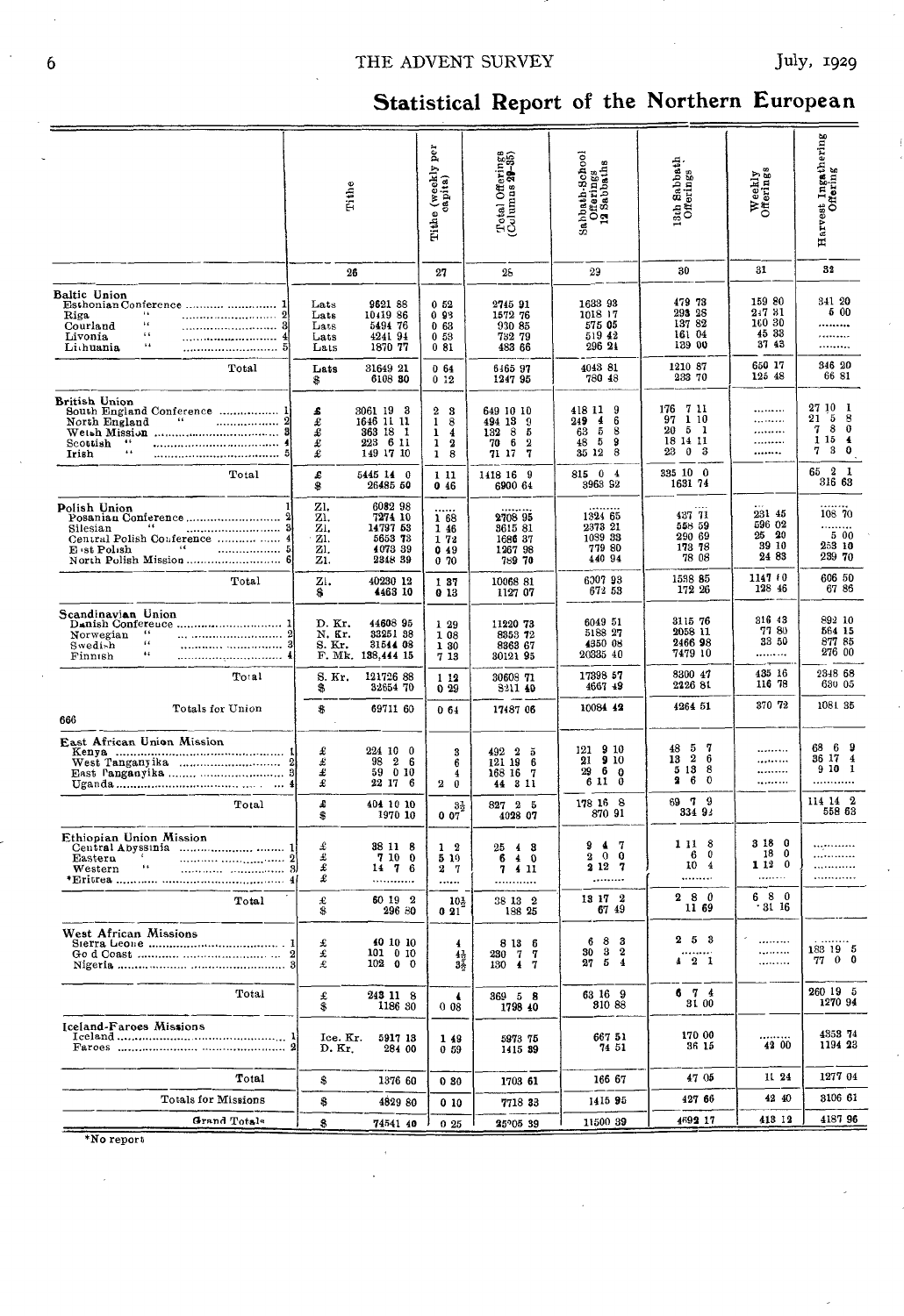## Statistical Report of the Northern European

| | Tithe | Tithe (weekly per capita) | Total Offerings (Columns 29-35) | Sabbath-School Offerings 12 Sabbaths | 13th Sabbath Offerings | Weekly Offerings | Harvest Ingathering Offering |
|---|---|---|---|---|---|---|---|
| | 26 | 27 | 28 | 29 | 30 | 31 | 32 |
| **Baltic Union** | | | | | | | |
| Esthonian Conference ... 1 | Lats 9621 88 | 0 52 | 2745 91 | 1633 93 | 479 73 | 159 80 | 341 20 |
| Riga " ... 2 | Lats 10419 86 | 0 93 | 1572 76 | 1018 17 | 293 28 | 217 81 | 5 00 |
| Courland " ... 3 | Lats 5494 76 | 0 63 | 930 85 | 575 05 | 137 82 | 160 30 | ........ |
| Livonia " ... 4 | Lats 4241 94 | 0 53 | 732 79 | 519 42 | 161 04 | 45 33 | ........ |
| Lithuania " ... 5 | Lats 1870 77 | 0 81 | 483 66 | 296 21 | 139 00 | 37 43 | ........ |
| Total | Lats 31649 21 / $ 6108 30 | 0 64 / 0 12 | 6465 97 / 1247 95 | 4043 81 / 780 48 | 1210 87 / 233 70 | 650 17 / 125 48 | 346 20 / 66 81 |
| **British Union** | | | | | | | |
| South England Conference ... 1 | £ 3061 19 3 | 2 3 | 649 10 10 | 418 11 9 | 176 7 11 | ........ | 27 10 1 |
| North England " ... 2 | £ 1646 11 11 | 1 8 | 494 13 9 | 249 4 6 | 97 1 10 | ........ | 21 5 8 |
| Welsh Mission ... 3 | £ 363 18 1 | 1 4 | 132 8 5 | 63 5 8 | 20 5 1 | ........ | 7 8 0 |
| Scottish " ... 4 | £ 223 6 11 | 1 2 | 70 6 2 | 48 5 9 | 18 14 11 | ........ | 1 15 4 |
| Irish " ... 5 | £ 149 17 10 | 1 8 | 71 17 7 | 35 12 8 | 23 0 3 | ........ | 7 3 0 |
| Total | £ 5445 14 0 / $ 26485 50 | 1 11 / 0 46 | 1418 16 9 / 6900 64 | 815 0 4 / 3963 92 | 335 10 0 / 1631 74 | | 65 2 1 / 316 63 |
| **Polish Union** ... 1 | Zl. 6082 98 | ...... | ........ | ........ | | ... | ........ |
| Posanian Conference ... 2 | Zl. 7274 10 | 1 68 | 2708 95 | 1924 65 | 427 71 | 231 45 | 108 70 |
| Silesian " ... 3 | Zl. 14737 53 | 1 46 | 3615 81 | 2373 21 | 558 59 | 596 02 | ........ |
| Central Polish Conference ... 4 | Zl. 5653 73 | 1 72 | 1686 37 | 1089 33 | 290 69 | 25 20 | 5 00 |
| East Polish " ... 5 | Zl. 4073 39 | 0 49 | 1267 98 | 779 80 | 173 78 | 39 10 | 253 10 |
| North Polish Mission ... 6 | Zl. 2348 39 | 0 70 | 789 70 | 440 94 | 78 08 | 24 83 | 239 70 |
| Total | Zl. 40230 12 / $ 4463 10 | 1 37 / 0 13 | 10068 81 / 1127 07 | 6307 93 / 672 53 | 1538 85 / 172 26 | 1147 (0 / 128 46 | 606 50 / 67 86 |
| **Scandinavian Union** | | | | | | | |
| Danish Conference ... 1 | D. Kr. 44608 95 | 1 29 | 11220 73 | 6049 51 | 3115 76 | 316 43 | 892 10 |
| Norwegian " ... 2 | N. Kr. 33251 38 | 1 08 | 8353 72 | 5188 27 | 2058 11 | 77 80 | 564 15 |
| Swedish " ... 3 | S. Kr. 31544 08 | 1 30 | 8363 67 | 4350 08 | 2466 98 | 33 50 | 877 85 |
| Finnish " ... 4 | F. Mk. 138,444 15 | 7 13 | 30121 95 | 20335 40 | 7479 10 | ........ | 276 00 |
| Total | S. Kr. 121726 88 / $ 32654 70 | 1 12 / 0 29 | 30608 71 / 8211 40 | 17398 57 / 4667 49 | 8300 47 / 2226 81 | 435 16 / 116 78 | 2348 68 / 630 05 |
| Totals for Union 666 | $ 69711 60 | 0 64 | 17487 06 | 10084 42 | 4264 51 | 370 72 | 1081 35 |
| **East African Union Mission** | | | | | | | |
| Kenya ... 1 | £ 224 10 0 | 3 | 492 2 5 | 121 9 10 | 48 5 7 | ........ | 68 6 9 |
| West Tanganyika ... 2 | £ 98 2 6 | 6 | 121 19 6 | 21 9 10 | 13 2 6 | ........ | 36 17 4 |
| East Tanganyika ... 3 | £ 59 0 10 | 4 | 168 16 7 | 29 6 0 | 5 13 8 | ........ | 9 10 1 |
| Uganda ... 4 | £ 22 17 6 | 2 0 | 44 3 11 | 6 11 0 | 2 6 0 | ........ | ............ |
| Total | £ 404 10 10 / $ 1970 10 | 3½ / 0 07 | 827 2 5 / 4028 07 | 178 16 8 / 870 91 | 69 7 9 / 334 9? | | 114 14 2 / 558 63 |
| **Ethiopian Union Mission** | | | | | | | |
| Central Abyssinia ... 1 | £ 38 11 8 | 1 2 | 25 4 3 | 9 4 7 | 1 11 8 | 3 18 0 | ............ |
| Eastern " ... 2 | £ 7 10 0 | 5 10 | 6 4 0 | 2 0 0 | 6 0 | 18 0 | ............ |
| Western " ... 3 | £ 14 7 6 | 2 7 | 7 4 11 | 2 12 7 | 10 4 | 1 12 0 | ............ |
| *Eritrea ... 4 | £ ............ | ...... | ............ | ......... | ......... | ........ | ............ |
| Total | £ 60 19 2 / $ 296 80 | 10½ / 0 21 | 38 13 2 / 188 25 | 13 17 2 / 67 49 | 2 8 0 / 11 69 | 6 8 0 / 31 16 | |
| **West African Missions** | | | | | | | |
| Sierra Leone ... 1 | £ 40 10 10 | 4 | 8 13 6 | 6 8 3 | 2 5 3 | ........ | ........ |
| Gold Coast ... 2 | £ 101 0 10 | 4½ | 230 7 7 | 30 3 2 | ........ | ........ | 183 19 5 |
| Nigeria ... 3 | £ 102 0 0 | 3½ | 130 4 7 | 27 5 4 | 4 2 1 | ........ | 77 0 0 |
| Total | £ 243 11 8 / $ 1186 30 | 4 / 0 08 | 369 5 8 / 1798 40 | 63 16 9 / 310 88 | 6 7 4 / 31 00 | | 260 19 5 / 1270 94 |
| **Iceland-Faroes Missions** | | | | | | | |
| Iceland ... 1 | Ice. Kr. 5917 13 | 1 49 | 5973 75 | 667 51 | 170 00 | ........ | 4353 74 |
| Faroes ... 2 | D. Kr. 284 00 | 0 59 | 1415 39 | 74 51 | 36 15 | 42 00 | 1194 23 |
| Total | $ 1376 60 | 0 30 | 1703 61 | 166 67 | 47 05 | 11 24 | 1277 04 |
| Totals for Missions | $ 4829 80 | 0 10 | 7718 33 | 1415 95 | 427 66 | 42 40 | 3106 61 |
| Grand Totals | $ 74541 40 | 0 25 | 25205 39 | 11500 39 | 4692 17 | 413 12 | 4187 96 |

*No report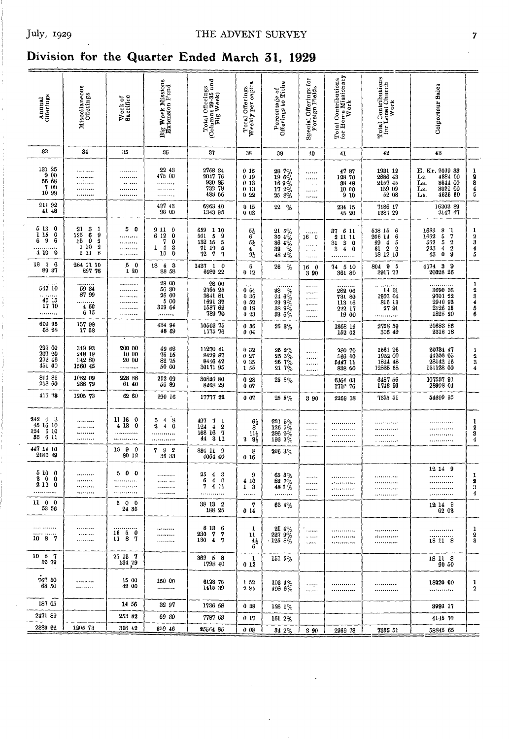# Division for the Quarter Ended March 31, 1929

| Annual Offerings | Miscellaneous Offerings | Week of Sacrifice | Big Week Missions Extension Fund | Total Offerings (Columns 29-35 and Big Week) | Total Offerings Weekly per capita | Percentage of Offerings to Tithe | Special Offerings for Foreign Fields | Total Contributions for Home Missionary Work | Total Contributions for Local Church Work | Colporteur Sales | |
|---|---|---|---|---|---|---|---|---|---|---|---|
| 33 | 34 | 35 | 36 | 37 | 38 | 39 | 40 | 41 | 42 | 43 | |
| 131 25 | ......... | ......... | 22 43 | 2768 34 | 0 15 | 28 7% | ...... | 47 87 | 1931 12 | E. Kr. 2039 33 | 1 |
| 9 00 | ......... | ......... | 475 00 | 2047 76 | 0 19 | 19 6% | ...... | 128 70 | 2886 43 | Ls. 4384 00 | 2 |
| 56 68 | ......... | ......... | ......... | 930 85 | 0 13 | 16 9% | ...... | 38 48 | 2157 45 | Ls. 3644 00 | 3 |
| 7 00 | ......... | ......... | ......... | 732 79 | 0 13 | 17 2% | ...... | 10 60 | 159 09 | Ls. 3021 00 | 4 |
| 10 99 | ......... | ......... | ......... | 483 66 | 0 22 | 25 8% | ...... | 9 10 | 52 08 | Lt. 4626 60 | 5 |
| 214 92 | | | 497 43 | 6963 40 | 0 15 | 22 % | | 234 15 | 7186 17 | 16303 89 | |
| 41 48 | | | 96 00 | 1343 95 | 0 03 | | | 45 20 | 1387 29 | 3147 47 | |
| 5 13 0 | 21 3 1 | 5 0 | 9 11 0 | 659 1 10 | 5½ | 21 5% | ...... | 37 6 11 | 518 15 6 | 1683 8 1 | 1 |
| 1 15 0 | 125 6 9 | ......... | 6 12 0 | 501 5 9 | 6 | 30 4% | 16 0 | 2 11 11 | 206 14 6 | 1662 5 7 | 2 |
| 6 9 6 | 35 0 2 | ......... | 7 0 | 132 15 5 | 5½ | 36 4% | ...... | 31 3 0 | 29 4 5 | 562 5 2 | 3 |
| ......... | 1 10 2 | ......... | 1 4 3 | 71 10 5 | 4 | 32 % | ...... | 3 4 0 | 31 2 2 | 223 4 2 | 4 |
| 4 10 0 | 1 11 8 | ......... | 10 0 | 72 7 7 | 9½ | 48 2% | ...... | ......... | 18 12 10 | 43 0 9 | 5 |
| 18 7 6 | 284 11 10 | 5 0 | 18 4 3 | 1437 1 0 | 6 | 26 % | 16 0 | 74 5 10 | 804 9 5 | 4174 3 9 | |
| 89 37 | 697 76 | 1 20 | 88 58 | 6989 22 | 0 12 | | 3 90 | 361 80 | 3917 77 | 20328 26 | |
| ......... | ......... | ......... | 28 00 | 28 00 | ... | ......... | ...... | ......... | ......... | ......... | 1 |
| 547 10 | 59 34 | ......... | 56 30 | 2765 25 | 0 64 | 38 % | ...... | 262 06 | 14 31 | 3690 36 | 2 |
| ......... | 87 99 | ......... | 26 00 | 3641 81 | 0 36 | 24 6% | ...... | 731 80 | 1900 04 | 9701 22 | 3 |
| 45 15 | ......... | ......... | 5 00 | 1691 37 | 0 52 | 29 9% | ...... | 113 16 | 816 13 | 2940 93 | 4 |
| 17 70 | 4 50 | ......... | 319 64 | 1587 62 | 0 19 | 38 9% | ...... | 222 17 | 27 91 | 2526 15 | 5 |
| ......... | 6 15 | ......... | ......... | 789 70 | 0 23 | 33 6% | ...... | 19 00 | ......... | 1825 20 | 6 |
| 609 95 | 157 98 | | 434 94 | 10503 75 | 0 36 | 26 3% | | 1368 19 | 2758 39 | 20683 86 | |
| 68 28 | 17 68 | | 48 69 | 1175 76 | 0 04 | | | 152 02 | 306 49 | 2316 18 | |
| 297 00 | 349 93 | 200 00 | 49 68 | 11270 41 | 0 32 | 25 2% | ...... | 280 70 | 1561 96 | 20734 47 | 1 |
| 207 20 | 248 19 | 10 00 | 76 15 | 8429 87 | 0 27 | 25 3% | ...... | 868 00 | 1932 00 | 44206 05 | 2 |
| 272 46 | 342 80 | 20 00 | 82 75 | 8446 42 | 0 35 | 26 7% | ...... | 5447 11 | 1824 48 | 28142 16 | 3 |
| 451 00 | 1560 45 | ......... | 50 00 | 30171 95 | 1 55 | 21 7% | ...... | 838 60 | 12835 88 | 151128 00 | 4 |
| 814 86 | 1082 09 | 228 88 | 212 09 | 30820 80 | 0 28 | 25 3% | | 6364 03 | 6487 56 | 107537 91 | |
| 218 60 | 288 79 | 61 40 | 56 89 | 8268 29 | 0 07 | | | 1710 76 | 1743 96 | 28908 04 | |
| 417 73 | 1205 73 | 62 60 | 290 16 | 17777 22 | 0 07 | 25 5% | 3 90 | 2269 78 | 7355 51 | 54699 95 | |
| 242 4 3 | ......... | 11 16 0 | 5 4 8 | 497 7 1 | 6½ | 221 5% | ...... | ......... | ......... | ......... | 1 |
| 45 16 10 | ......... | 4 13 0 | 2 4 6 | 124 4 2 | 8 | 126 5% | ...... | ......... | ......... | ......... | 2 |
| 124 6 10 | ......... | ......... | ......... | 168 16 7 | 11½ | 286 9% | ...... | ......... | ......... | ......... | 3 |
| 35 6 11 | ......... | ......... | ......... | 44 3 11 | 3 9½ | 193 2% | ...... | ......... | ......... | ......... | 4 |
| 447 14 10 | | 16 9 0 | 7 9 2 | 834 11 9 | 8 | 206 3% | | | | | |
| 2180 49 | | 80 12 | 36 33 | 4064 40 | 0 16 | | | | | | |
| 5 10 0 | ......... | 5 0 0 | ......... | 25 4 3 | 9 | 65 3% | ...... | ......... | ......... | 12 14 9 | 1 |
| 3 0 0 | ......... | ......... | ......... | 6 4 0 | 4 10 | 82 7% | ...... | ......... | ......... | ......... | 2 |
| 2 10 0 | ......... | ......... | ......... | 7 4 11 | 1 3 | 48 7% | ...... | ......... | ......... | ......... | 3 |
| ......... | ......... | ......... | ......... | ......... | ...... | ......... | ...... | ......... | ......... | ......... | 4 |
| 11 0 0 | | 5 0 0 | | 38 13 2 | 7 | 63 4% | | | | 12 14 9 | |
| 53 56 | | 24 35 | | 188 25 | 0 14 | | | | | 62 03 | |
| ......... | ......... | ......... | ......... | 8 13 6 | 1 | 21 4% | ...... | ......... | ......... | ......... | 1 |
| ......... | ......... | 16 5 0 | ......... | 230 7 7 | 11 | 227 9% | ...... | ......... | ......... | ......... | 2 |
| 10 8 7 | ......... | 11 8 7 | ......... | 130 4 7 | 4½ 6 | 125 8% | ...... | ......... | ......... | 18 11 8 | 3 |
| 10 8 7 | | 27 13 7 | | 369 5 8 | 1 | 151 5% | | | | 18 11 8 | |
| 50 79 | | 134 79 | | 1798 40 | 0 12 | | | | | 90 50 | |
| 767 50 | ......... | 15 00 | 150 00 | 6123 75 | 1 52 | 103 4% | ...... | ......... | ......... | 18220 00 | 1 |
| 68 50 | ......... | 42 00 | ......... | 1415 39 | 2 94 | 498 6% | ...... | ......... | ......... | ......... | 2 |
| 187 05 | | 14 56 | 32 97 | 1736 58 | 0 38 | 126 1% | | | | 3993 17 | |
| 2471 89 | | 253 82 | 69 30 | 7787 63 | 0 17 | 161 2% | | | | 4145 70 | |
| 2889 62 | 1205 73 | 316 42 | 359 46 | 25564 85 | 0 08 | 34 2% | 3 90 | 2269 78 | 7355 51 | 58845 65 | |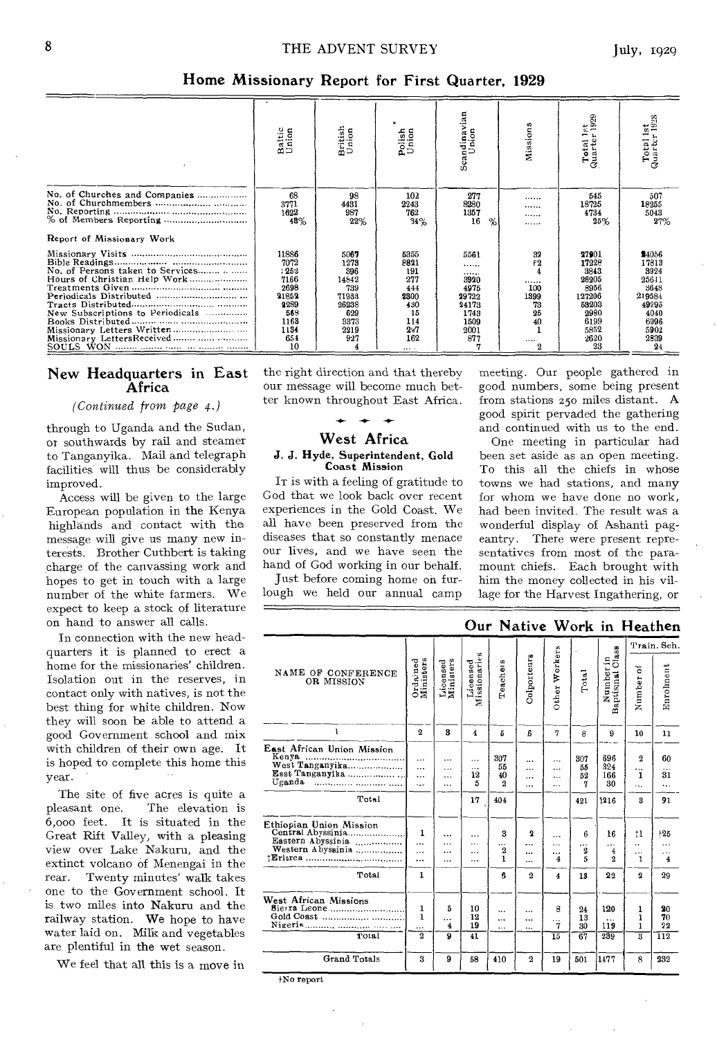## Home Missionary Report for First Quarter, 1929

| | Baltic Union | British Union | Polish Union | Scandinavian Union | Missions | Total 1st Quarter 1929 | Total 1st Quarter 1928 |
|---|---|---|---|---|---|---|---|
| No. of Churches and Companies | 68 | 98 | 102 | 277 | ...... | 545 | 507 |
| No. of Churchmembers | 3771 | 4431 | 2243 | 8280 | ...... | 18725 | 18255 |
| No. Reporting | 1622 | 987 | 762 | 1357 | ...... | 4734 | 5043 |
| % of Members Reporting | 43% | 22% | 34% | 16 % | ...... | 25% | 27% |
| **Report of Missionary Work** | | | | | | | |
| Missionary Visits | 11886 | 5067 | 5355 | 5561 | 32 | 27901 | 24056 |
| Bible Readings | 7072 | 1273 | 8821 | ...... | 52 | 17228 | 17813 |
| No. of Persons taken to Services | 3252 | 396 | 191 | ...... | 4 | 3843 | 3924 |
| Hours of Christian Help Work | 7166 | 14842 | 277 | 3920 | ...... | 26205 | 25611 |
| Treatments Given | 2698 | 739 | 444 | 4975 | 100 | 8956 | 3648 |
| Periodicals Distributed | 21852 | 71933 | 2300 | 29722 | 1399 | 127206 | 219584 |
| Tracts Distributed | 9289 | 26238 | 430 | 24173 | 73 | 58203 | 49295 |
| New Subscriptions to Periodicals | 568 | 629 | 15 | 1743 | 25 | 2980 | 4040 |
| Books Distributed | 1163 | 3373 | 114 | 1509 | 40 | 6199 | 6996 |
| Missionary Letters Written | 1134 | 2219 | 297 | 2001 | 1 | 5652 | 5902 |
| Missionary Letters Received | 654 | 927 | 162 | 877 | .... | 2620 | 2839 |
| SOULS WON | 10 | 4 | .... | 7 | 2 | 23 | 24 |

## New Headquarters in East Africa

*(Continued from page 4.)*

through to Uganda and the Sudan, or southwards by rail and steamer to Tanganyika. Mail and telegraph facilities will thus be considerably improved.

Access will be given to the large European population in the Kenya highlands and contact with the message will give us many new interests. Brother Cuthbert is taking charge of the canvassing work and hopes to get in touch with a large number of the white farmers. We expect to keep a stock of literature on hand to answer all calls.

In connection with the new headquarters it is planned to erect a home for the missionaries' children. Isolation out in the reserves, in contact only with natives, is not the best thing for white children. Now they will soon be able to attend a good Government school and mix with children of their own age. It is hoped to complete this home this year.

The site of five acres is quite a pleasant one. The elevation is 6,000 feet. It is situated in the Great Rift Valley, with a pleasing view over Lake Nakuru, and the extinct volcano of Menengai in the rear. Twenty minutes' walk takes one to the Government school. It is two miles into Nakuru and the railway station. We hope to have water laid on. Milk and vegetables are plentiful in the wet season.

We feel that all this is a move in the right direction and that thereby our message will become much better known throughout East Africa.

## West Africa

**J. J. Hyde, Superintendent, Gold Coast Mission**

It is with a feeling of gratitude to God that we look back over recent experiences in the Gold Coast. We all have been preserved from the diseases that so constantly menace our lives, and we have seen the hand of God working in our behalf.

Just before coming home on furlough we held our annual camp meeting. Our people gathered in good numbers, some being present from stations 250 miles distant. A good spirit pervaded the gathering and continued with us to the end.

One meeting in particular had been set aside as an open meeting. To this all the chiefs in whose towns we had stations, and many for whom we have done no work, had been invited. The result was a wonderful display of Ashanti pageantry. There were present representatives from most of the paramount chiefs. Each brought with him the money collected in his village for the Harvest Ingathering, or

## Our Native Work in Heathen

| NAME OF CONFERENCE OR MISSION | Ordained Ministers | Licensed Ministers | Licensed Missionaries | Teachers | Colporteurs | Other Workers | Total | Number in Baptismal Class | Train. Sch. Number of | Train. Sch. Enrolment |
|---|---|---|---|---|---|---|---|---|---|---|
| 1 | 2 | 3 | 4 | 5 | 6 | 7 | 8 | 9 | 10 | 11 |
| **East African Union Mission** | | | | | | | | | | |
| Kenya | ... | ... | ... | 307 | ... | ... | 307 | 696 | 2 | 60 |
| West Tanganyika | ... | ... | ... | 55 | ... | ... | 55 | 324 | ... | ... |
| East Tanganyika | ... | ... | 12 | 40 | ... | ... | 52 | 166 | 1 | 31 |
| Uganda | ... | ... | 5 | 2 | ... | ... | 7 | 30 | ... | ... |
| Total | | | 17 | 404 | | | 421 | 1216 | 3 | 91 |
| **Ethiopian Union Mission** | | | | | | | | | | |
| Central Abyssinia | 1 | ... | ... | 3 | 2 | ... | 6 | 16 | †1 | †25 |
| Eastern Abyssinia | ... | ... | ... | ... | ... | ... | ... | ... | ... | ... |
| Western Abyssinia | ... | ... | ... | 2 | ... | ... | 2 | 4 | ... | ... |
| †Eritrea | ... | ... | ... | 1 | ... | 4 | 5 | 2 | 1 | 4 |
| Total | 1 | | | 6 | 2 | 4 | 13 | 22 | 2 | 29 |
| **West African Missions** | | | | | | | | | | |
| Sierra Leone | 1 | 5 | 10 | ... | ... | 8 | 24 | 120 | 1 | 20 |
| Gold Coast | 1 | ... | 12 | ... | ... | ... | 13 | ... | 1 | 70 |
| Nigeria | ... | 4 | 19 | ... | ... | 7 | 30 | 119 | 1 | 22 |
| Total | 2 | 9 | 41 | | | 15 | 67 | 239 | 3 | 112 |
| Grand Totals | 3 | 9 | 58 | 410 | 2 | 19 | 501 | 1477 | 8 | 232 |

†No report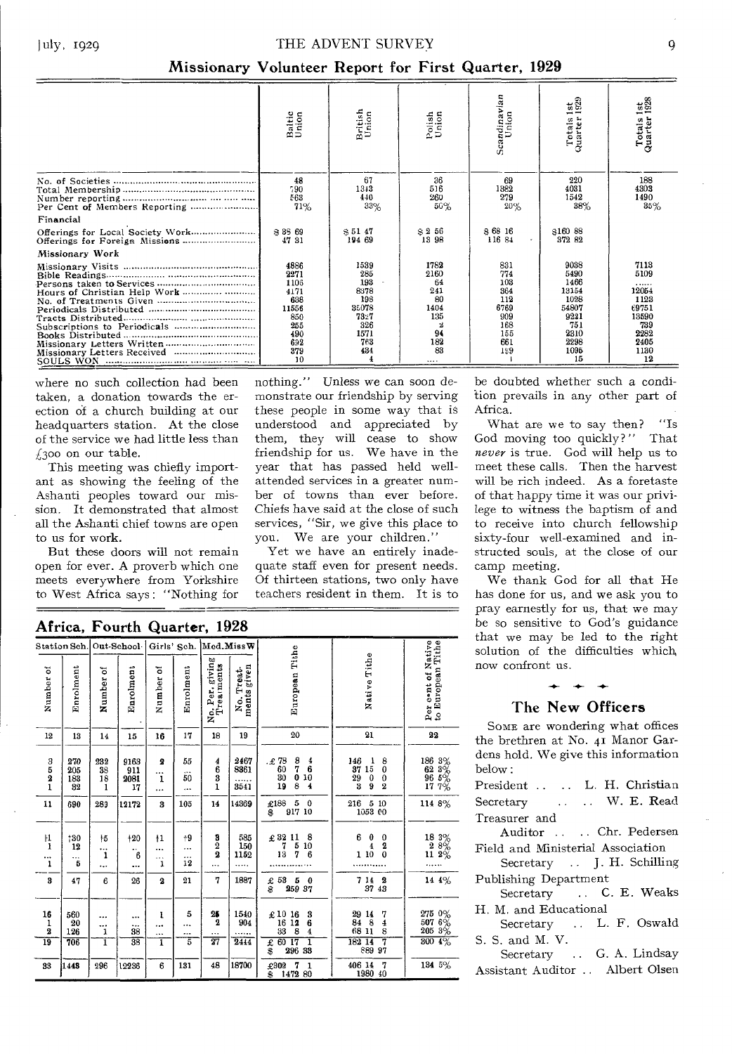## Missionary Volunteer Report for First Quarter, 1929

| | Baltic Union | British Union | Polish Union | Scandinavian Union | Totals 1st Quarter 1929 | Totals 1st Quarter 1928 |
|---|---|---|---|---|---|---|
| No. of Societies | 48 | 67 | 36 | 69 | 220 | 188 |
| Total Membership | 790 | 1343 | 516 | 1382 | 4031 | 4303 |
| Number reporting | 563 | 440 | 260 | 279 | 1542 | 1490 |
| Per Cent of Members Reporting | 71% | 33% | 50% | 20% | 38% | 35% |
| **Financial** | | | | | | |
| Offerings for Local Society Work | $ 38 69 | $ 51 47 | $ 2 56 | $ 68 16 | $160 88 | |
| Offerings for Foreign Missions | 47 31 | 194 69 | 13 98 | 116 84 | 372 82 | |
| **Missionary Work** | | | | | | |
| Missionary Visits | 4886 | 1539 | 1782 | 831 | 9038 | 7113 |
| Bible Readings | 2271 | 285 | 2160 | 774 | 5490 | 5109 |
| Persons taken to Services | 1106 | 193 | 64 | 103 | 1466 | ...... |
| Hours of Christian Help Work | 4171 | 8378 | 241 | 364 | 13154 | 12054 |
| No. of Treatments Given | 638 | 198 | 80 | 112 | 1028 | 1128 |
| Periodicals Distributed | 11556 | 35078 | 1404 | 6769 | 54807 | 69751 |
| Tracts Distributed | 850 | 7327 | 135 | 909 | 9221 | 13590 |
| Subscriptions to Periodicals | 255 | 326 | 2 | 168 | 751 | 739 |
| Books Distributed | 490 | 1571 | 94 | 155 | 2310 | 2282 |
| Missionary Letters Written | 692 | 763 | 182 | 661 | 2298 | 2405 |
| Missionary Letters Received | 379 | 434 | 83 | 199 | 1095 | 1130 |
| SOULS WON | 10 | 4 | .... | 1 | 15 | 12 |

where no such collection had been taken, a donation towards the erection of a church building at our headquarters station. At the close of the service we had little less than £300 on our table.

This meeting was chiefly important as showing the feeling of the Ashanti peoples toward our mission. It demonstrated that almost all the Ashanti chief towns are open to us for work.

But these doors will not remain open for ever. A proverb which one meets everywhere from Yorkshire to West Africa says: "Nothing for nothing." Unless we can soon demonstrate our friendship by serving these people in some way that is understood and appreciated by them, they will cease to show friendship for us. We have in the year that has passed held well-attended services in a greater number of towns than ever before. Chiefs have said at the close of such services, "Sir, we give this place to you. We are your children."

Yet we have an entirely inadequate staff even for present needs. Of thirteen stations, two only have teachers resident in them. It is to be doubted whether such a condition prevails in any other part of Africa.

What are we to say then? "Is God moving too quickly?" That *never* is true. God will help us to meet these calls. Then the harvest will be rich indeed. As a foretaste of that happy time it was our privilege to witness the baptism of and to receive into church fellowship sixty-four well-examined and instructed souls, at the close of our camp meeting.

We thank God for all that He has done for us, and we ask you to pray earnestly for us, that we may be so sensitive to God's guidance that we may be led to the right solution of the difficulties which now confront us.

## Africa, Fourth Quarter, 1928

| Station Sch. | | Out-School | | Girls' Sch. | | Med. Miss W | | | | |
|---|---|---|---|---|---|---|---|---|---|---|
| Number of | Enrolment | Number of | Enrolment | Number of | Enrolment | No. Per. giving Treatments | No. Treatments given | European Tithe | Native Tithe | Per cent of Native to European Tithe |
| 12 | 13 | 14 | 15 | 16 | 17 | 18 | 19 | 20 | 21 | 22 |
| 3 | 270 | 232 | 9163 | 2 | 55 | 4 | 2467 | £78 8 4 | 146 1 8 | 186 3% |
| 5 | 205 | 38 | 911 | ... | ... | 6 | 8361 | 60 7 6 | 37 15 0 | 62 3% |
| 2 | 183 | 18 | 2081 | 1 | 50 | 3 | ...... | 30 0 10 | 29 0 0 | 96 5% |
| 1 | 32 | 1 | 17 | ... | ... | 1 | 3541 | 19 8 4 | 3 9 2 | 17 7% |
| 11 | 690 | 289 | 12172 | 3 | 105 | 14 | 14369 | £188 5 0<br>$ 917 10 | 216 5 10<br>1053 00 | 114 8% |
| †1 | †30 | †5 | †20 | †1 | †9 | 3 | 585 | £32 11 8 | 6 0 0 | 18 3% |
| 1 | 12 | ... | ... | ... | ... | 2 | 150 | 7 5 10 | 4 2 | 2 8% |
| ... | ... | 1 | 6 | ... | ... | 2 | 1152 | 13 7 6 | 1 10 0 | 11 2% |
| 1 | 5 | ... | ... | 1 | 12 | ... | ...... | .............. | ........... | ...... |
| 3 | 47 | 6 | 26 | 2 | 21 | 7 | 1887 | £ 53 5 0<br>$ 259 37 | 7 14 2<br>37 43 | 14 4% |
| 16 | 560 | ... | ... | 1 | 5 | 25 | 1540 | £10 16 3 | 29 14 7 | 275 0% |
| 1 | 20 | ... | ... | ... | ... | 2 | 904 | 16 12 6 | 84 8 4 | 507 6% |
| 2 | 126 | 1 | 38 | ... | ... | ... | ...... | 33 8 4 | 68 11 8 | 205 3% |
| 19 | 706 | 1 | 38 | 1 | 5 | 27 | 2444 | £ 60 17 1<br>$ 296 33 | 182 14 7<br>889 97 | 300 4% |
| 33 | 1448 | 296 | 12236 | 6 | 131 | 48 | 18700 | £302 7 1<br>$ 1472 80 | 406 14 7<br>1980 40 | 134 5% |

### The New Officers

Some are wondering what offices the brethren at No. 41 Manor Gardens hold. We give this information below:

President . . . . L. H. Christian

Secretary . . . . W. E. Read

Treasurer and Auditor . . . . Chr. Pedersen

Field and Ministerial Association Secretary . . J. H. Schilling

Publishing Department Secretary . . C. E. Weaks

H. M. and Educational Secretary . . L. F. Oswald

S. S. and M. V. Secretary . . G. A. Lindsay

Assistant Auditor . . Albert Olsen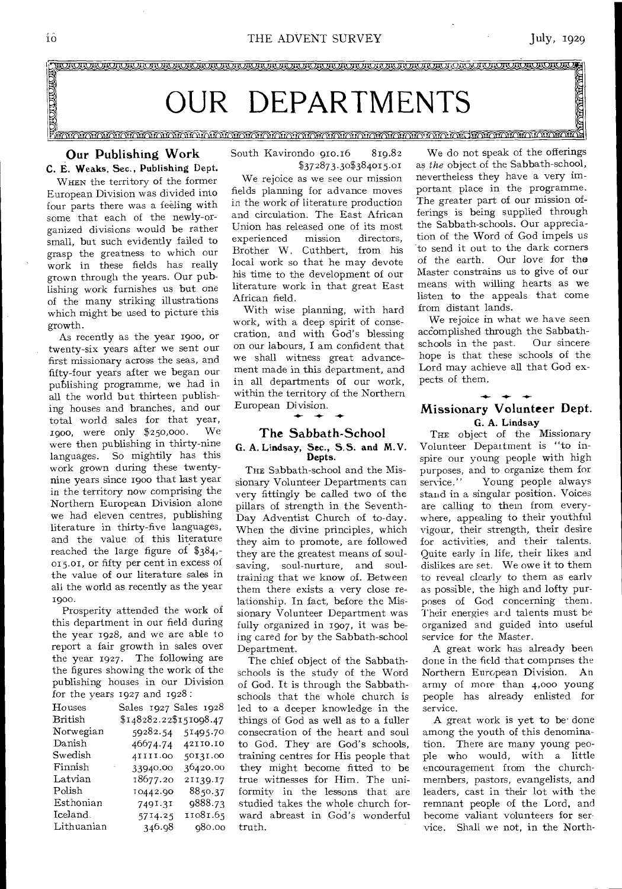# OUR DEPARTMENTS

## Our Publishing Work

**C. E. Weaks, Sec., Publishing Dept.**

WHEN the territory of the former European Division was divided into four parts there was a feeling with some that each of the newly-organized divisions would be rather small, but such evidently failed to grasp the greatness to which our work in these fields has really grown through the years. Our publishing work furnishes us but one of the many striking illustrations which might be used to picture this growth.

As recently as the year 1900, or twenty-six years after we sent our first missionary across the seas, and fifty-four years after we began our publishing programme, we had in all the world but thirteen publishing houses and branches, and our total world sales for that year, 1900, were only $250,000. We were then publishing in thirty-nine languages. So mightily has this work grown during these twenty-nine years since 1900 that last year in the territory now comprising the Northern European Division alone we had eleven centres, publishing literature in thirty-five languages, and the value of this literature reached the large figure of $384,-015.01, or fifty per cent in excess of the value of our literature sales in all the world as recently as the year 1900.

Prosperity attended the work of this department in our field during the year 1928, and we are able to report a fair growth in sales over the year 1927. The following are the figures showing the work of the publishing houses in our Division for the years 1927 and 1928:

| Houses | Sales 1927 | Sales 1928 |
|---|---|---|
| British | $148282.22 | $151098.47 |
| Norwegian | 59282.54 | 51495.70 |
| Danish | 46674.74 | 42110.10 |
| Swedish | 41111.00 | 50131.00 |
| Finnish | 33940.00 | 36420.00 |
| Latvian | 18677.20 | 21139.17 |
| Polish | 10442.90 | 8850.37 |
| Esthonian | 7491.31 | 9888.73 |
| Iceland | 5714.25 | 11081.65 |
| Lithuanian | 346.98 | 980.00 |
| South Kavirondo | 910.16 | 819.82 |
| | $372873.30 | $384015.01 |

We rejoice as we see our mission fields planning for advance moves in the work of literature production and circulation. The East African Union has released one of its most experienced mission directors, Brother W. Cuthbert, from his local work so that he may devote his time to the development of our literature work in that great East African field.

With wise planning, with hard work, with a deep spirit of consecration, and with God's blessing on our labours, I am confident that we shall witness great advancement made in this department, and in all departments of our work, within the territory of the Northern European Division.

## The Sabbath-School

**G. A. Lindsay, Sec., S.S. and M.V. Depts.**

THE Sabbath-school and the Missionary Volunteer Departments can very fittingly be called two of the pillars of strength in the Seventh-Day Adventist Church of to-day. When the divine principles, which they aim to promote, are followed they are the greatest means of soul-saving, soul-nurture, and soul-training that we know of. Between them there exists a very close relationship. In fact, before the Missionary Volunteer Department was fully organized in 1907, it was being cared for by the Sabbath-school Department.

The chief object of the Sabbath-schools is the study of the Word of God. It is through the Sabbath-schools that the whole church is led to a deeper knowledge in the things of God as well as to a fuller consecration of the heart and soul to God. They are God's schools, training centres for His people that they might become fitted to be true witnesses for Him. The uniformity in the lessons that are studied takes the whole church forward abreast in God's wonderful truth.

We do not speak of the offerings as *the* object of the Sabbath-school, nevertheless they have a very important place in the programme. The greater part of our mission offerings is being supplied through the Sabbath-schools. Our appreciation of the Word of God impels us to send it out to the dark corners of the earth. Our love for the Master constrains us to give of our means with willing hearts as we listen to the appeals that come from distant lands.

We rejoice in what we have seen accomplished through the Sabbath-schools in the past. Our sincere hope is that these schools of the Lord may achieve all that God expects of them.

## Missionary Volunteer Dept.

**G. A. Lindsay**

THE object of the Missionary Volunteer Department is "to inspire our young people with high purposes, and to organize them for service." Young people always stand in a singular position. Voices are calling to them from everywhere, appealing to their youthful vigour, their strength, their desire for activities, and their talents. Quite early in life, their likes and dislikes are set. We owe it to them to reveal clearly to them as early as possible, the high and lofty purposes of God concerning them. Their energies and talents must be organized and guided into useful service for the Master.

A great work has already been done in the field that comprises the Northern European Division. An army of more than 4,000 young people has already enlisted for service.

A great work is yet to be done among the youth of this denomination. There are many young people who would, with a little encouragement from the church-members, pastors, evangelists, and leaders, cast in their lot with the remnant people of the Lord, and become valiant volunteers for service. Shall we not, in the North-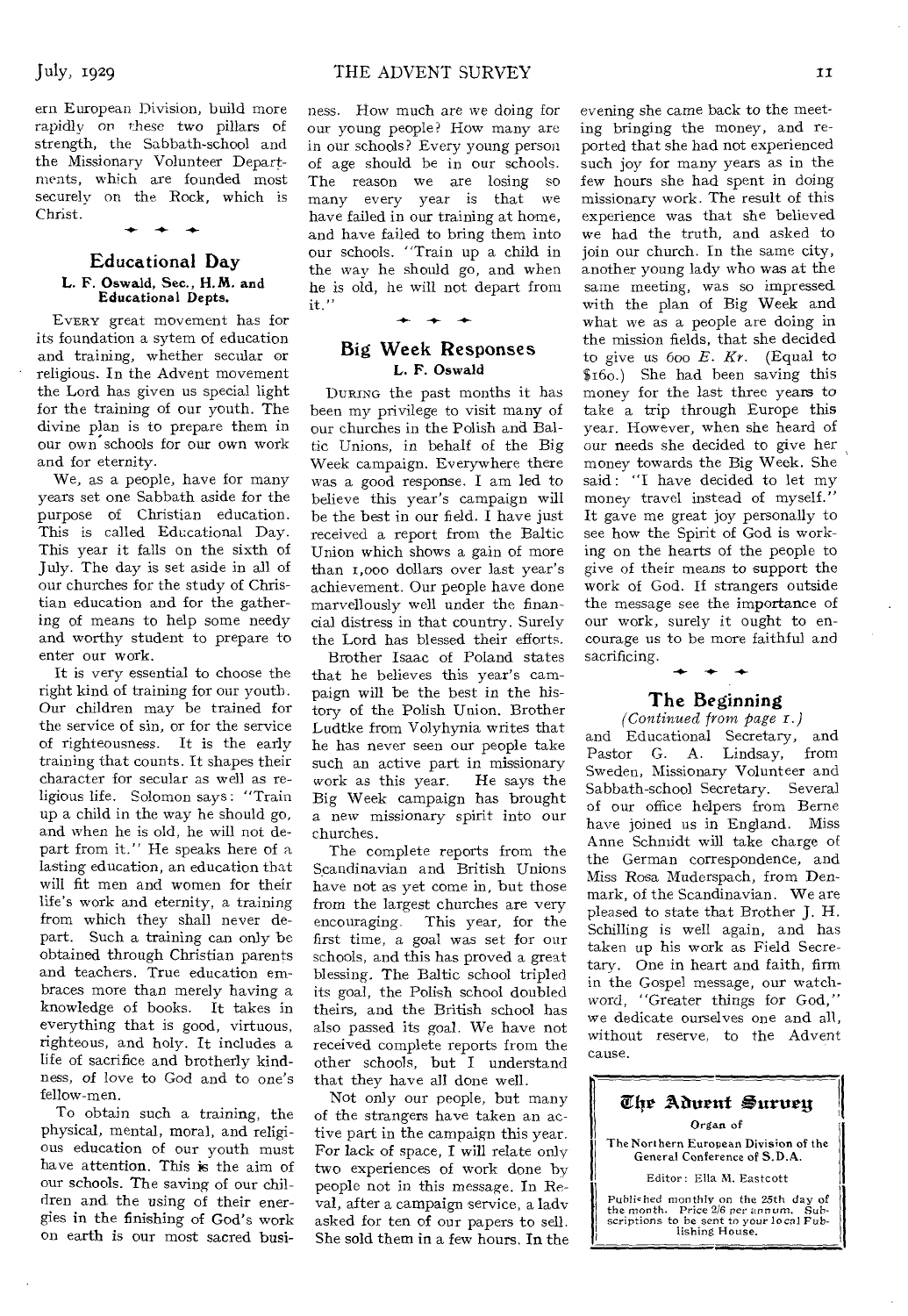ern European Division, build more rapidly on these two pillars of strength, the Sabbath-school and the Missionary Volunteer Departments, which are founded most securely on the Rock, which is Christ.

## Educational Day

**L. F. Oswald, Sec., H. M. and Educational Depts.**

EVERY great movement has for its foundation a sytem of education and training, whether secular or religious. In the Advent movement the Lord has given us special light for the training of our youth. The divine plan is to prepare them in our own schools for our own work and for eternity.

We, as a people, have for many years set one Sabbath aside for the purpose of Christian education. This is called Educational Day. This year it falls on the sixth of July. The day is set aside in all of our churches for the study of Christian education and for the gathering of means to help some needy and worthy student to prepare to enter our work.

It is very essential to choose the right kind of training for our youth. Our children may be trained for the service of sin, or for the service of righteousness. It is the early training that counts. It shapes their character for secular as well as religious life. Solomon says: "Train up a child in the way he should go, and when he is old, he will not depart from it." He speaks here of a lasting education, an education that will fit men and women for their life's work and eternity, a training from which they shall never depart. Such a training can only be obtained through Christian parents and teachers. True education embraces more than merely having a knowledge of books. It takes in everything that is good, virtuous, righteous, and holy. It includes a life of sacrifice and brotherly kindness, of love to God and to one's fellow-men.

To obtain such a training, the physical, mental, moral, and religious education of our youth must have attention. This is the aim of our schools. The saving of our children and the using of their energies in the finishing of God's work on earth is our most sacred business. How much are we doing for our young people? How many are in our schools? Every young person of age should be in our schools. The reason we are losing so many every year is that we have failed in our training at home, and have failed to bring them into our schools. "Train up a child in the way he should go, and when he is old, he will not depart from it."

## Big Week Responses

**L. F. Oswald**

DURING the past months it has been my privilege to visit many of our churches in the Polish and Baltic Unions, in behalf of the Big Week campaign. Everywhere there was a good response. I am led to believe this year's campaign will be the best in our field. I have just received a report from the Baltic Union which shows a gain of more than 1,000 dollars over last year's achievement. Our people have done marvellously well under the financial distress in that country. Surely the Lord has blessed their efforts.

Brother Isaac of Poland states that he believes this year's campaign will be the best in the history of the Polish Union. Brother Ludtke from Volyhynia writes that he has never seen our people take such an active part in missionary work as this year. He says the Big Week campaign has brought a new missionary spirit into our churches.

The complete reports from the Scandinavian and British Unions have not as yet come in, but those from the largest churches are very encouraging. This year, for the first time, a goal was set for our schools, and this has proved a great blessing. The Baltic school tripled its goal, the Polish school doubled theirs, and the British school has also passed its goal. We have not received complete reports from the other schools, but I understand that they have all done well.

Not only our people, but many of the strangers have taken an active part in the campaign this year. For lack of space, I will relate only two experiences of work done by people not in this message. In Reval, after a campaign service, a lady asked for ten of our papers to sell. She sold them in a few hours. In the evening she came back to the meeting bringing the money, and reported that she had not experienced such joy for many years as in the few hours she had spent in doing missionary work. The result of this experience was that she believed we had the truth, and asked to join our church. In the same city, another young lady who was at the same meeting, was so impressed with the plan of Big Week and what we as a people are doing in the mission fields, that she decided to give us 600 *E. Kr.* (Equal to $160.) She had been saving this money for the last three years to take a trip through Europe this year. However, when she heard of our needs she decided to give her money towards the Big Week. She said: "I have decided to let my money travel instead of myself." It gave me great joy personally to see how the Spirit of God is working on the hearts of the people to give of their means to support the work of God. If strangers outside the message see the importance of our work, surely it ought to encourage us to be more faithful and sacrificing.

## The Beginning

*(Continued from page 1.)*

and Educational Secretary, and Pastor G. A. Lindsay, from Sweden, Missionary Volunteer and Sabbath-school Secretary. Several of our office helpers from Berne have joined us in England. Miss Anne Schmidt will take charge of the German correspondence, and Miss Rosa Muderspach, from Denmark, of the Scandinavian. We are pleased to state that Brother J. H. Schilling is well again, and has taken up his work as Field Secretary. One in heart and faith, firm in the Gospel message, our watchword, "Greater things for God," we dedicate ourselves one and all, without reserve, to the Advent cause.

---

**The Advent Survey**

Organ of

The Northern European Division of the General Conference of S.D.A.

Editor: Ella M. Eastcott

Published monthly on the 25th day of the month. Price 2/6 per annum. Subscriptions to be sent to your local Publishing House.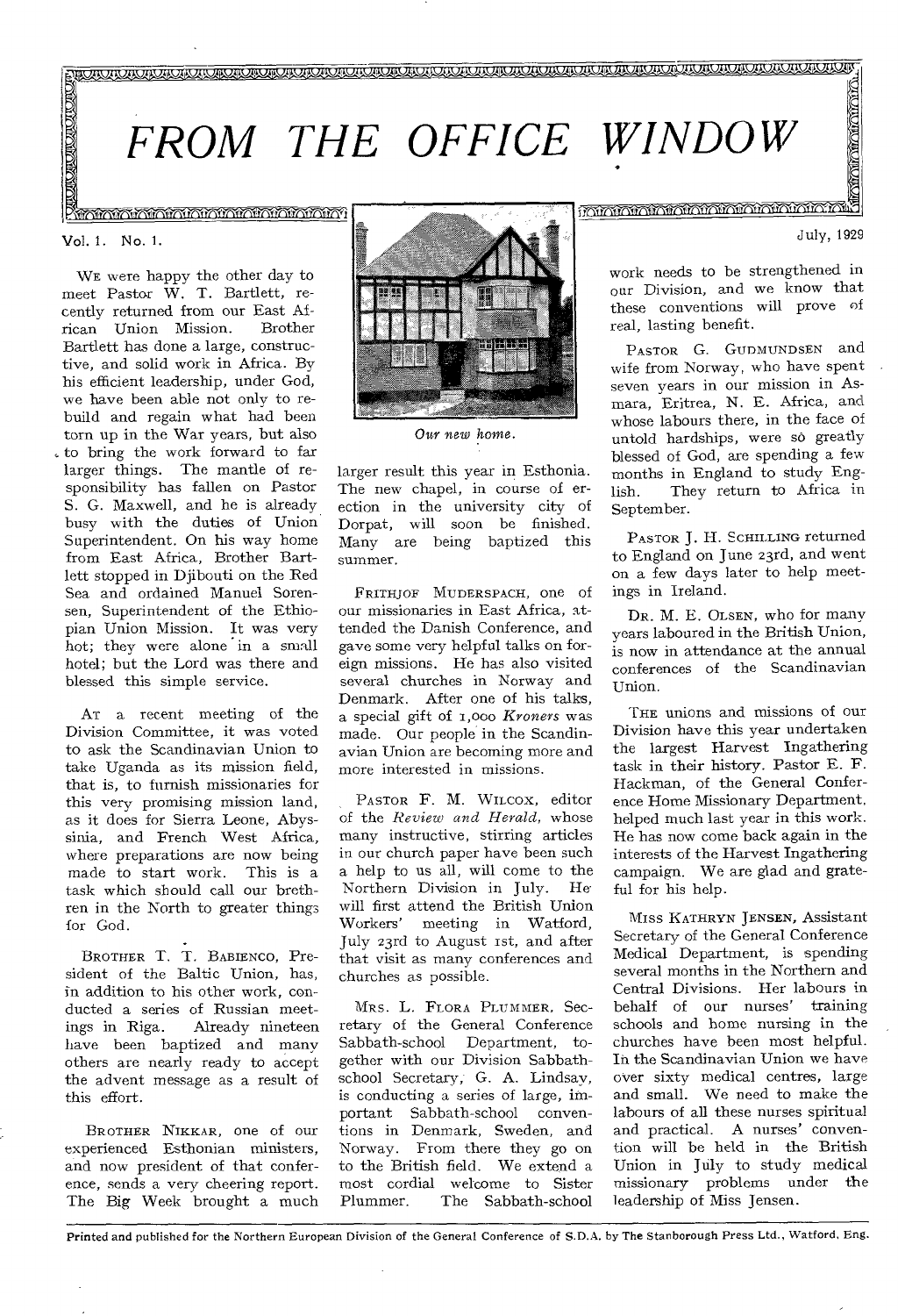# FROM THE OFFICE WINDOW

Vol. 1. No. 1.

July, 1929

We were happy the other day to meet Pastor W. T. Bartlett, recently returned from our East African Union Mission. Brother Bartlett has done a large, constructive, and solid work in Africa. By his efficient leadership, under God, we have been able not only to rebuild and regain what had been torn up in the War years, but also to bring the work forward to far larger things. The mantle of responsibility has fallen on Pastor S. G. Maxwell, and he is already busy with the duties of Union Superintendent. On his way home from East Africa, Brother Bartlett stopped in Djibouti on the Red Sea and ordained Manuel Sorensen, Superintendent of the Ethiopian Union Mission. It was very hot; they were alone in a small hotel; but the Lord was there and blessed this simple service.

At a recent meeting of the Division Committee, it was voted to ask the Scandinavian Union to take Uganda as its mission field, that is, to furnish missionaries for this very promising mission land, as it does for Sierra Leone, Abyssinia, and French West Africa, where preparations are now being made to start work. This is a task which should call our brethren in the North to greater things for God.

Brother T. T. Babienco, President of the Baltic Union, has, in addition to his other work, conducted a series of Russian meetings in Riga. Already nineteen have been baptized and many others are nearly ready to accept the advent message as a result of this effort.

Brother Nikkar, one of our experienced Esthonian ministers, and now president of that conference, sends a very cheering report. The Big Week brought a much larger result this year in Esthonia. The new chapel, in course of erection in the university city of Dorpat, will soon be finished. Many are being baptized this summer.

*Our new home.*

Frithjof Muderspach, one of our missionaries in East Africa, attended the Danish Conference, and gave some very helpful talks on foreign missions. He has also visited several churches in Norway and Denmark. After one of his talks, a special gift of 1,000 *Kroners* was made. Our people in the Scandinavian Union are becoming more and more interested in missions.

Pastor F. M. Wilcox, editor of the *Review and Herald*, whose many instructive, stirring articles in our church paper have been such a help to us all, will come to the Northern Division in July. He will first attend the British Union Workers' meeting in Watford, July 23rd to August 1st, and after that visit as many conferences and churches as possible.

Mrs. L. Flora Plummer, Secretary of the General Conference Sabbath-school Department, together with our Division Sabbath-school Secretary, G. A. Lindsay, is conducting a series of large, important Sabbath-school conventions in Denmark, Sweden, and Norway. From there they go on to the British field. We extend a most cordial welcome to Sister Plummer. The Sabbath-school work needs to be strengthened in our Division, and we know that these conventions will prove of real, lasting benefit.

Pastor G. Gudmundsen and wife from Norway, who have spent seven years in our mission in Asmara, Eritrea, N. E. Africa, and whose labours there, in the face of untold hardships, were so greatly blessed of God, are spending a few months in England to study English. They return to Africa in September.

Pastor J. H. Schilling returned to England on June 23rd, and went on a few days later to help meetings in Ireland.

Dr. M. E. Olsen, who for many years laboured in the British Union, is now in attendance at the annual conferences of the Scandinavian Union.

The unions and missions of our Division have this year undertaken the largest Harvest Ingathering task in their history. Pastor E. F. Hackman, of the General Conference Home Missionary Department, helped much last year in this work. He has now come back again in the interests of the Harvest Ingathering campaign. We are glad and grateful for his help.

Miss Kathryn Jensen, Assistant Secretary of the General Conference Medical Department, is spending several months in the Northern and Central Divisions. Her labours in behalf of our nurses' training schools and home nursing in the churches have been most helpful. In the Scandinavian Union we have over sixty medical centres, large and small. We need to make the labours of all these nurses spiritual and practical. A nurses' convention will be held in the British Union in July to study medical missionary problems under the leadership of Miss Jensen.

Printed and published for the Northern European Division of the General Conference of S.D.A. by The Stanborough Press Ltd., Watford, Eng.